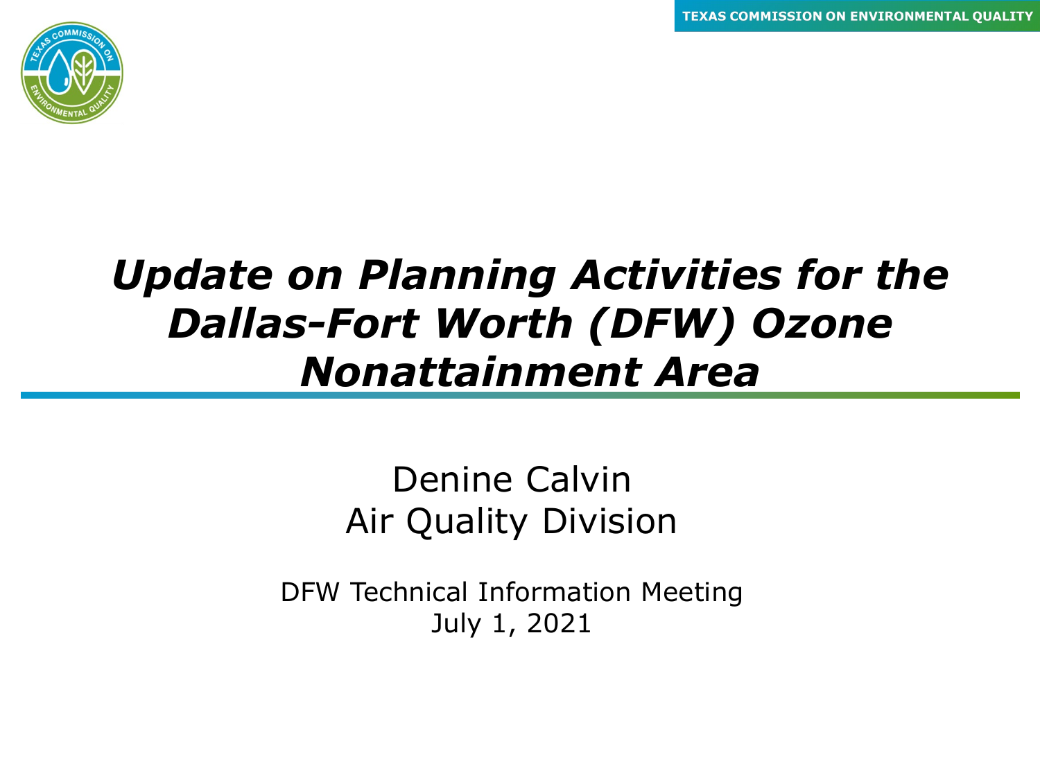# *Update on Planning Activities for the Dallas-Fort Worth (DFW) Ozone Nonattainment Area*

Denine Calvin
Air Quality Division

DFW Technical Information Meeting
July 1, 2021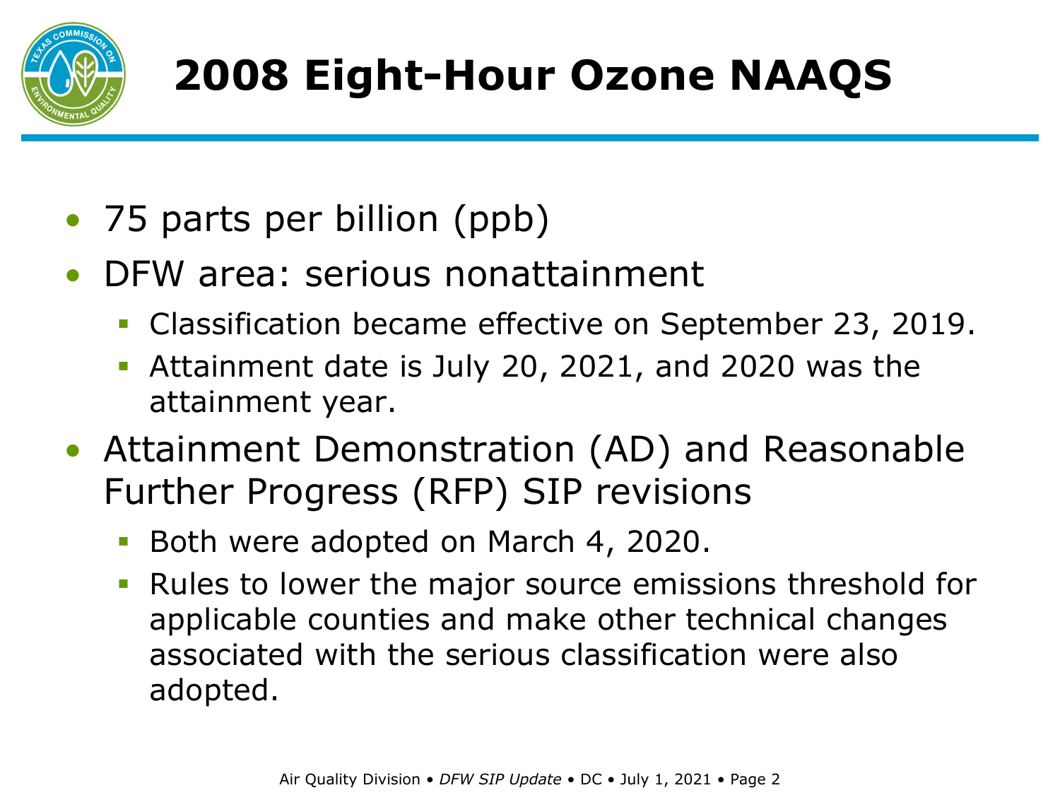# 2008 Eight-Hour Ozone NAAQS

- 75 parts per billion (ppb)
- DFW area: serious nonattainment
  - Classification became effective on September 23, 2019.
  - Attainment date is July 20, 2021, and 2020 was the attainment year.
- Attainment Demonstration (AD) and Reasonable Further Progress (RFP) SIP revisions
  - Both were adopted on March 4, 2020.
  - Rules to lower the major source emissions threshold for applicable counties and make other technical changes associated with the serious classification were also adopted.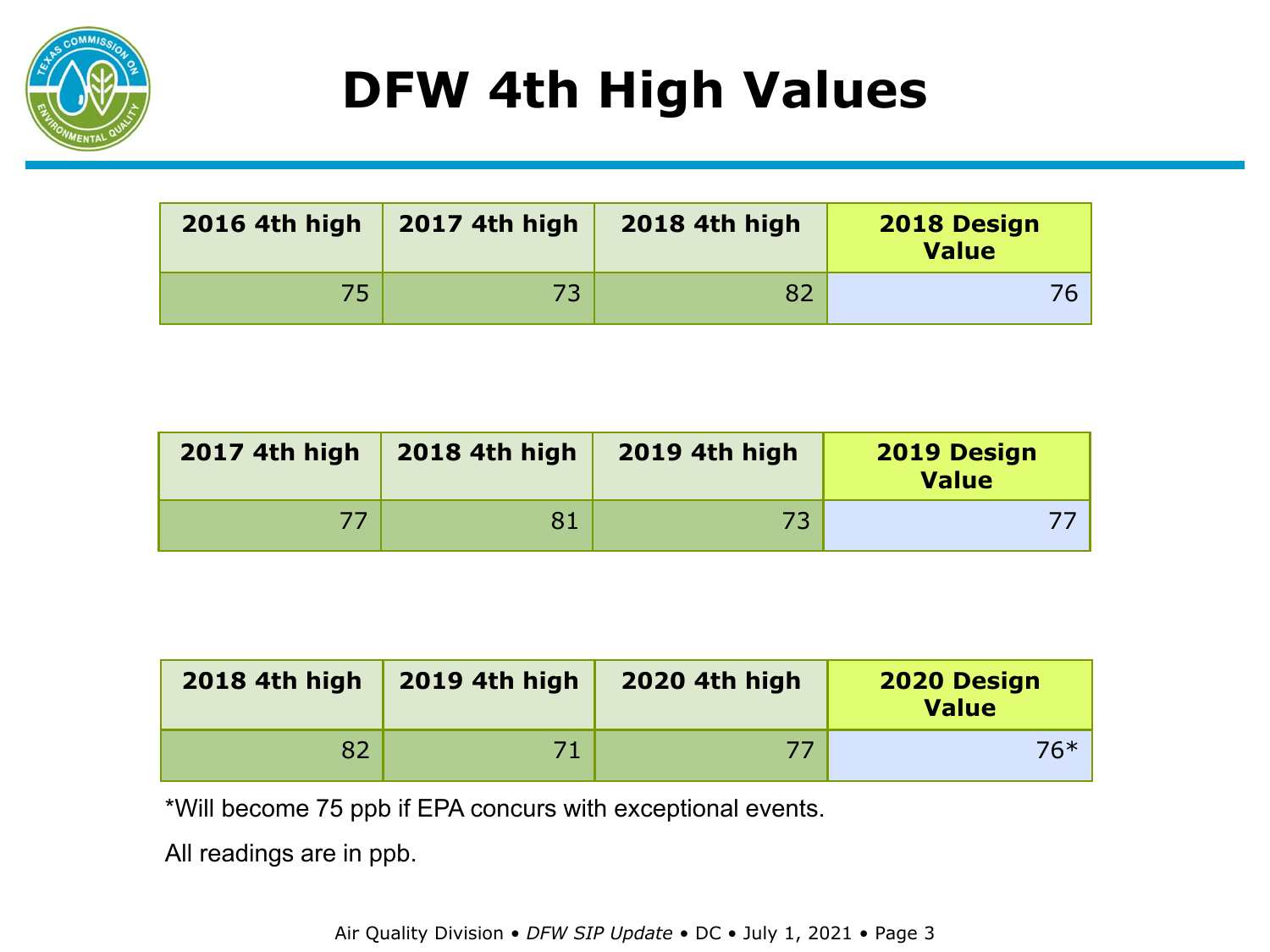# DFW 4th High Values

| 2016 4th high | 2017 4th high | 2018 4th high | 2018 Design Value |
|---|---|---|---|
| 75 | 73 | 82 | 76 |

| 2017 4th high | 2018 4th high | 2019 4th high | 2019 Design Value |
|---|---|---|---|
| 77 | 81 | 73 | 77 |

| 2018 4th high | 2019 4th high | 2020 4th high | 2020 Design Value |
|---|---|---|---|
| 82 | 71 | 77 | 76* |

*Will become 75 ppb if EPA concurs with exceptional events.

All readings are in ppb.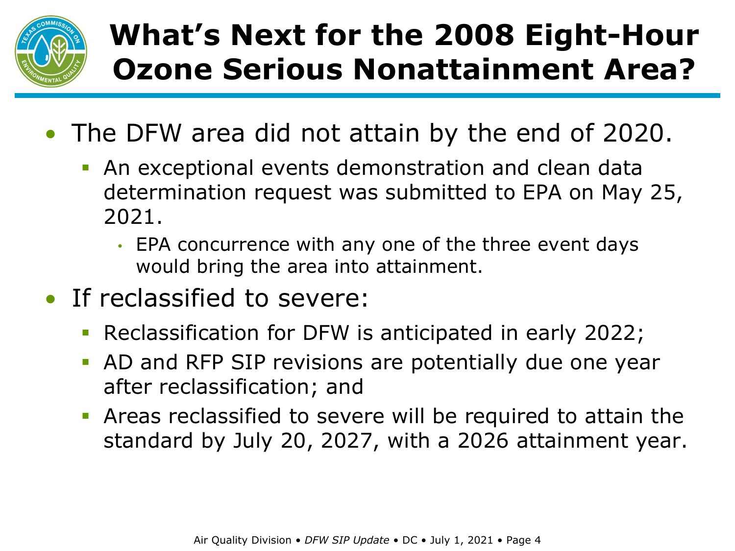# What's Next for the 2008 Eight-Hour Ozone Serious Nonattainment Area?

- The DFW area did not attain by the end of 2020.
  - An exceptional events demonstration and clean data determination request was submitted to EPA on May 25, 2021.
    - EPA concurrence with any one of the three event days would bring the area into attainment.
- If reclassified to severe:
  - Reclassification for DFW is anticipated in early 2022;
  - AD and RFP SIP revisions are potentially due one year after reclassification; and
  - Areas reclassified to severe will be required to attain the standard by July 20, 2027, with a 2026 attainment year.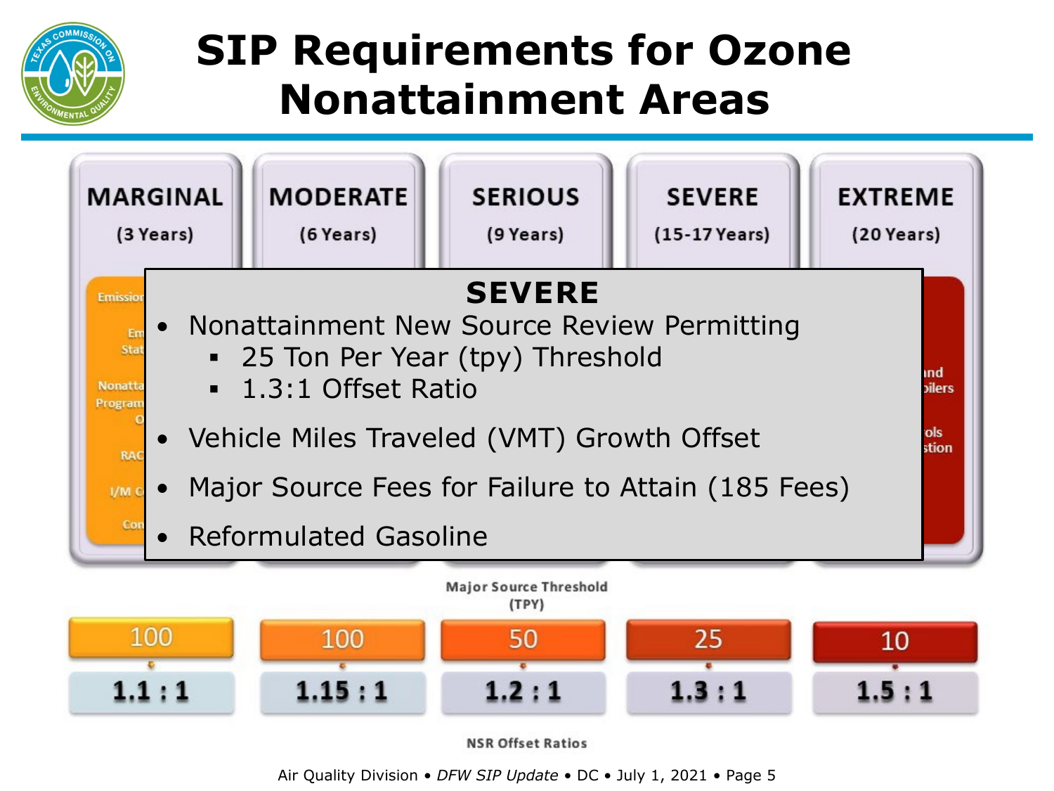# SIP Requirements for Ozone Nonattainment Areas

| MARGINAL | MODERATE | SERIOUS | SEVERE | EXTREME |
|---|---|---|---|---|
| (3 Years) | (6 Years) | (9 Years) | (15-17 Years) | (20 Years) |

## SEVERE

- Nonattainment New Source Review Permitting
  - 25 Ton Per Year (tpy) Threshold
  - 1.3:1 Offset Ratio
- Vehicle Miles Traveled (VMT) Growth Offset
- Major Source Fees for Failure to Attain (185 Fees)
- Reformulated Gasoline

| | MARGINAL | MODERATE | SERIOUS | SEVERE | EXTREME |
|---|---|---|---|---|---|
| Major Source Threshold (TPY) | 100 | 100 | 50 | 25 | 10 |
| NSR Offset Ratios | 1.1 : 1 | 1.15 : 1 | 1.2 : 1 | 1.3 : 1 | 1.5 : 1 |

Air Quality Division • *DFW SIP Update* • DC • July 1, 2021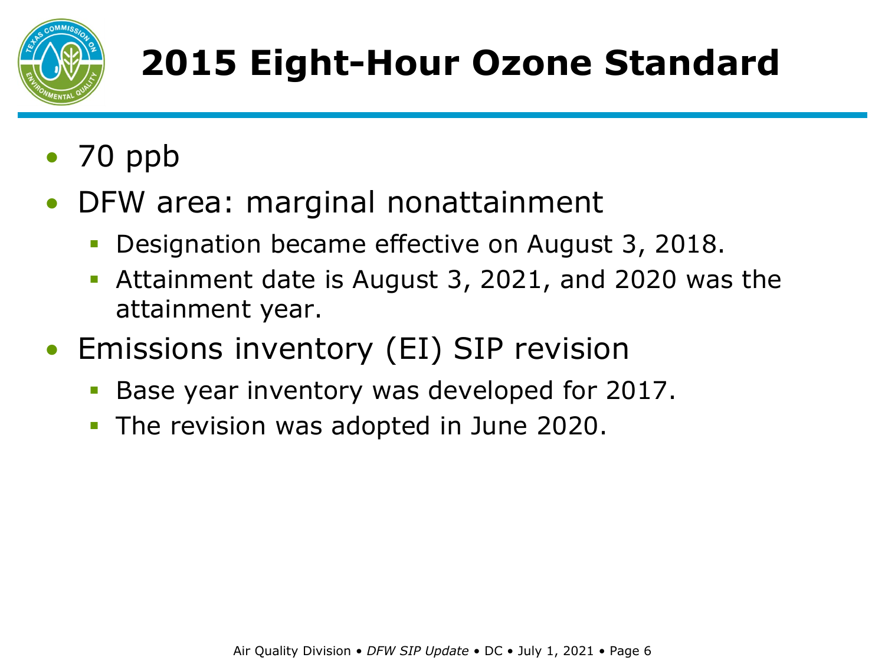# 2015 Eight-Hour Ozone Standard

- 70 ppb
- DFW area: marginal nonattainment
  - Designation became effective on August 3, 2018.
  - Attainment date is August 3, 2021, and 2020 was the attainment year.
- Emissions inventory (EI) SIP revision
  - Base year inventory was developed for 2017.
  - The revision was adopted in June 2020.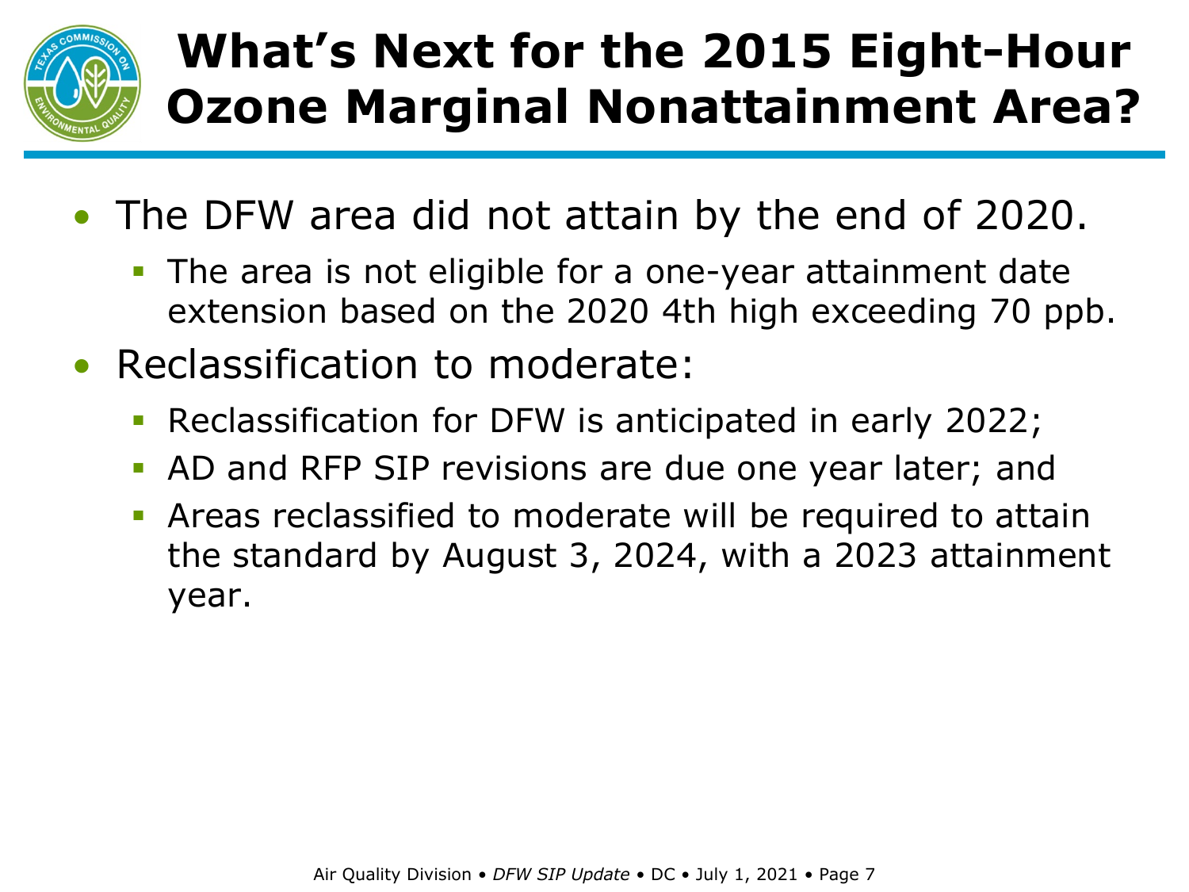# What's Next for the 2015 Eight-Hour Ozone Marginal Nonattainment Area?

- The DFW area did not attain by the end of 2020.
  - The area is not eligible for a one-year attainment date extension based on the 2020 4th high exceeding 70 ppb.
- Reclassification to moderate:
  - Reclassification for DFW is anticipated in early 2022;
  - AD and RFP SIP revisions are due one year later; and
  - Areas reclassified to moderate will be required to attain the standard by August 3, 2024, with a 2023 attainment year.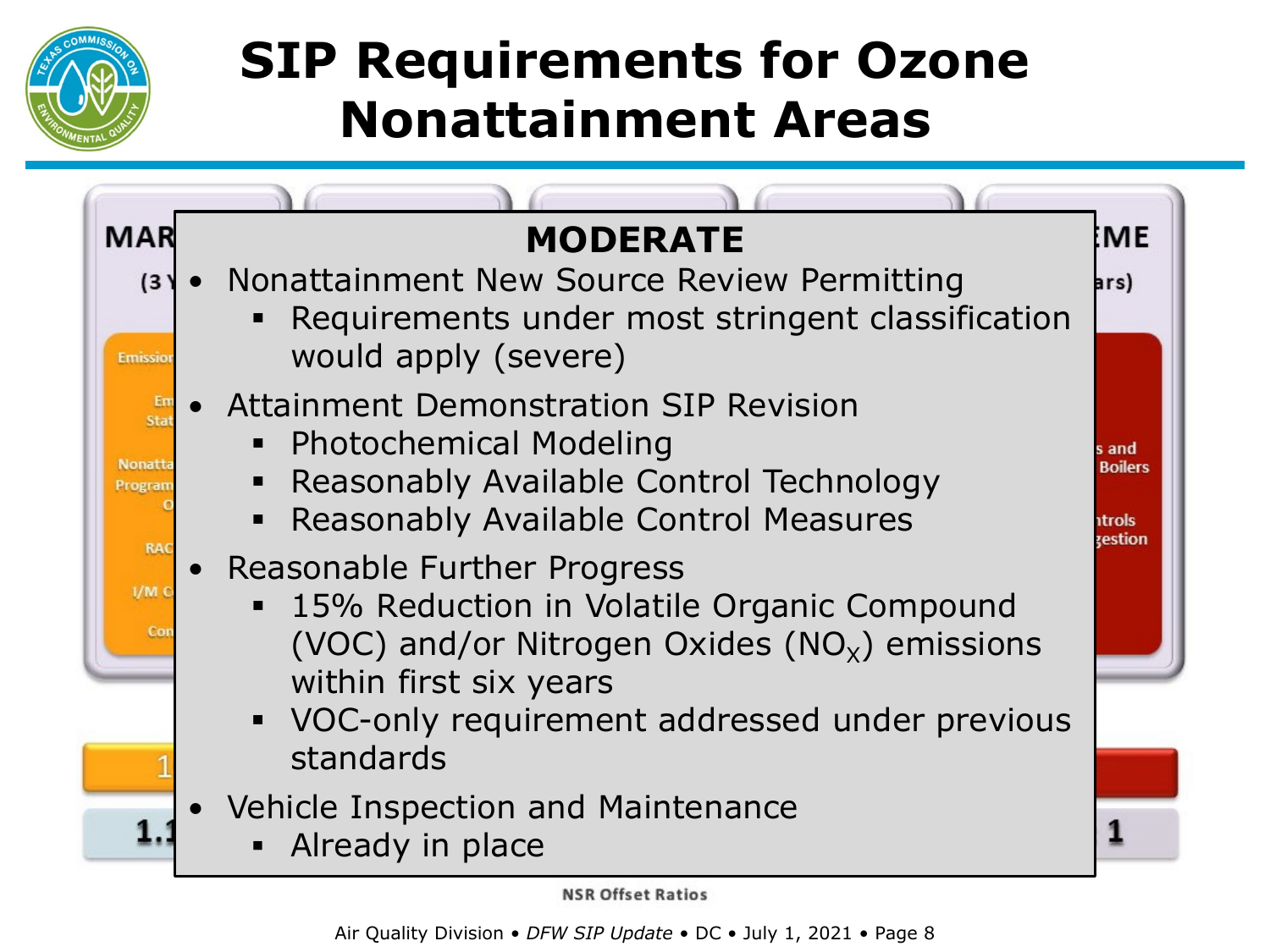# SIP Requirements for Ozone Nonattainment Areas

## MODERATE

- Nonattainment New Source Review Permitting
  - Requirements under most stringent classification would apply (severe)
- Attainment Demonstration SIP Revision
  - Photochemical Modeling
  - Reasonably Available Control Technology
  - Reasonably Available Control Measures
- Reasonable Further Progress
  - 15% Reduction in Volatile Organic Compound (VOC) and/or Nitrogen Oxides ($NO_X$) emissions within first six years
  - VOC-only requirement addressed under previous standards
- Vehicle Inspection and Maintenance
  - Already in place

NSR Offset Ratios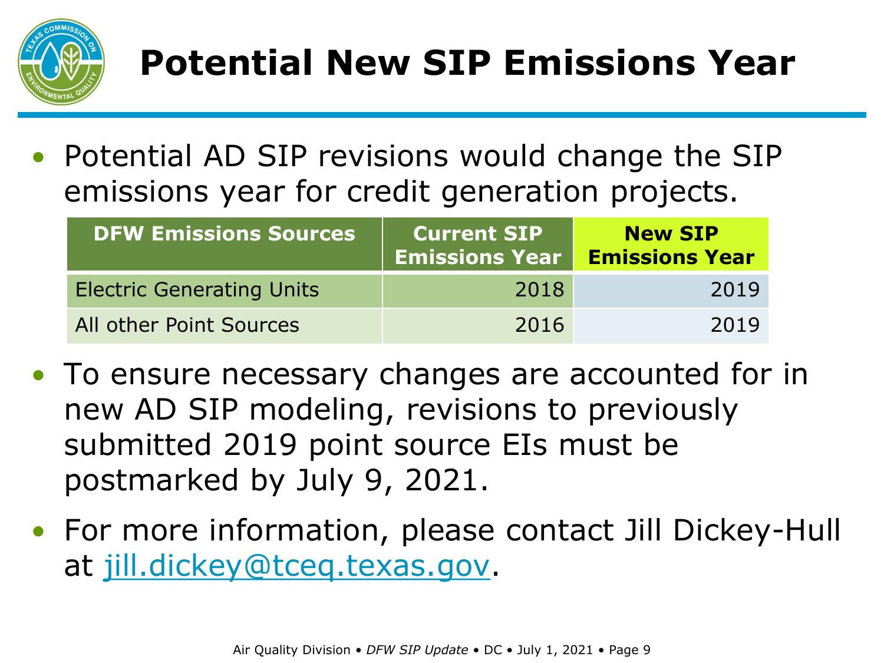# Potential New SIP Emissions Year

- Potential AD SIP revisions would change the SIP emissions year for credit generation projects.

| DFW Emissions Sources | Current SIP Emissions Year | New SIP Emissions Year |
|---|---|---|
| Electric Generating Units | 2018 | 2019 |
| All other Point Sources | 2016 | 2019 |

- To ensure necessary changes are accounted for in new AD SIP modeling, revisions to previously submitted 2019 point source EIs must be postmarked by July 9, 2021.
- For more information, please contact Jill Dickey-Hull at [jill.dickey@tceq.texas.gov](mailto:jill.dickey@tceq.texas.gov).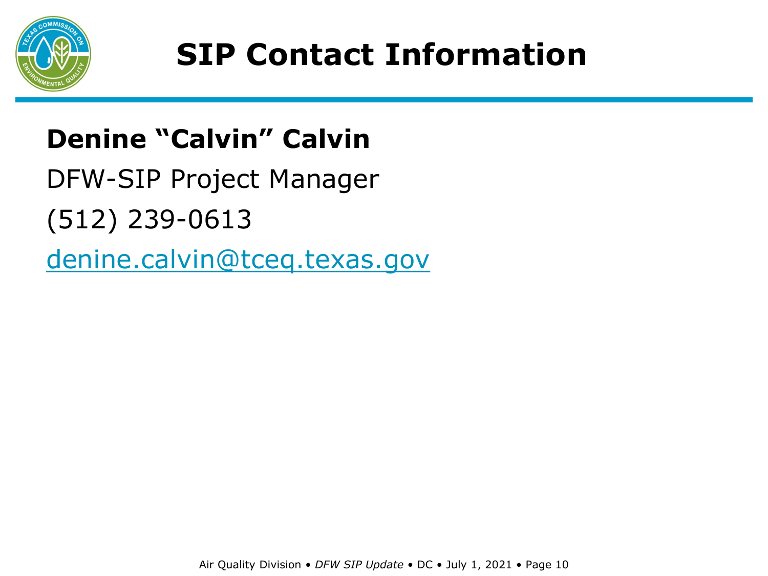# SIP Contact Information

**Denine "Calvin" Calvin**

DFW-SIP Project Manager

(512) 239-0613

denine.calvin@tceq.texas.gov